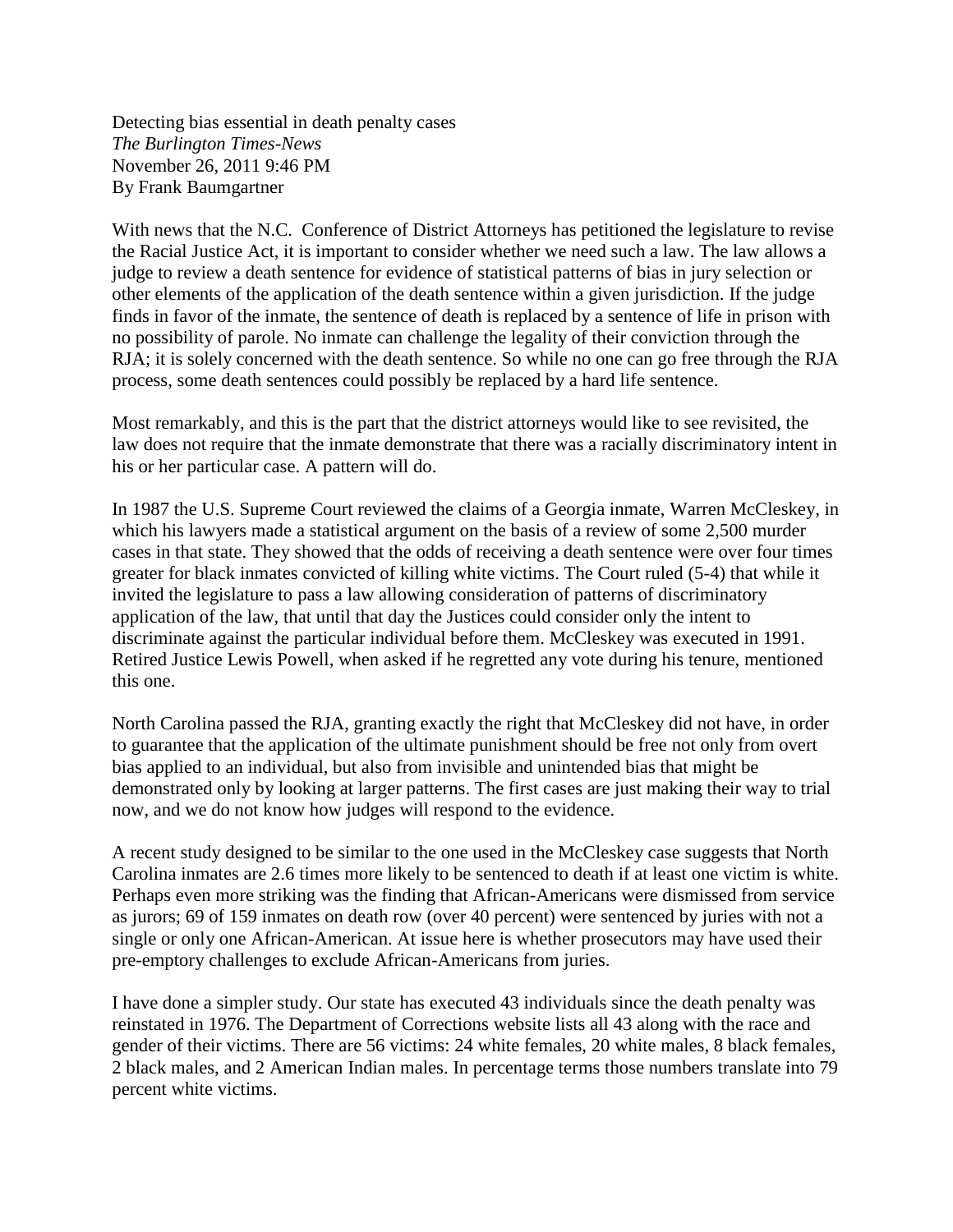Detecting bias essential in death penalty cases
*The Burlington Times-News*
November 26, 2011 9:46 PM
By Frank Baumgartner

With news that the N.C. Conference of District Attorneys has petitioned the legislature to revise the Racial Justice Act, it is important to consider whether we need such a law. The law allows a judge to review a death sentence for evidence of statistical patterns of bias in jury selection or other elements of the application of the death sentence within a given jurisdiction. If the judge finds in favor of the inmate, the sentence of death is replaced by a sentence of life in prison with no possibility of parole. No inmate can challenge the legality of their conviction through the RJA; it is solely concerned with the death sentence. So while no one can go free through the RJA process, some death sentences could possibly be replaced by a hard life sentence.

Most remarkably, and this is the part that the district attorneys would like to see revisited, the law does not require that the inmate demonstrate that there was a racially discriminatory intent in his or her particular case. A pattern will do.

In 1987 the U.S. Supreme Court reviewed the claims of a Georgia inmate, Warren McCleskey, in which his lawyers made a statistical argument on the basis of a review of some 2,500 murder cases in that state. They showed that the odds of receiving a death sentence were over four times greater for black inmates convicted of killing white victims. The Court ruled (5-4) that while it invited the legislature to pass a law allowing consideration of patterns of discriminatory application of the law, that until that day the Justices could consider only the intent to discriminate against the particular individual before them. McCleskey was executed in 1991. Retired Justice Lewis Powell, when asked if he regretted any vote during his tenure, mentioned this one.

North Carolina passed the RJA, granting exactly the right that McCleskey did not have, in order to guarantee that the application of the ultimate punishment should be free not only from overt bias applied to an individual, but also from invisible and unintended bias that might be demonstrated only by looking at larger patterns. The first cases are just making their way to trial now, and we do not know how judges will respond to the evidence.

A recent study designed to be similar to the one used in the McCleskey case suggests that North Carolina inmates are 2.6 times more likely to be sentenced to death if at least one victim is white. Perhaps even more striking was the finding that African-Americans were dismissed from service as jurors; 69 of 159 inmates on death row (over 40 percent) were sentenced by juries with not a single or only one African-American. At issue here is whether prosecutors may have used their pre-emptory challenges to exclude African-Americans from juries.

I have done a simpler study. Our state has executed 43 individuals since the death penalty was reinstated in 1976. The Department of Corrections website lists all 43 along with the race and gender of their victims. There are 56 victims: 24 white females, 20 white males, 8 black females, 2 black males, and 2 American Indian males. In percentage terms those numbers translate into 79 percent white victims.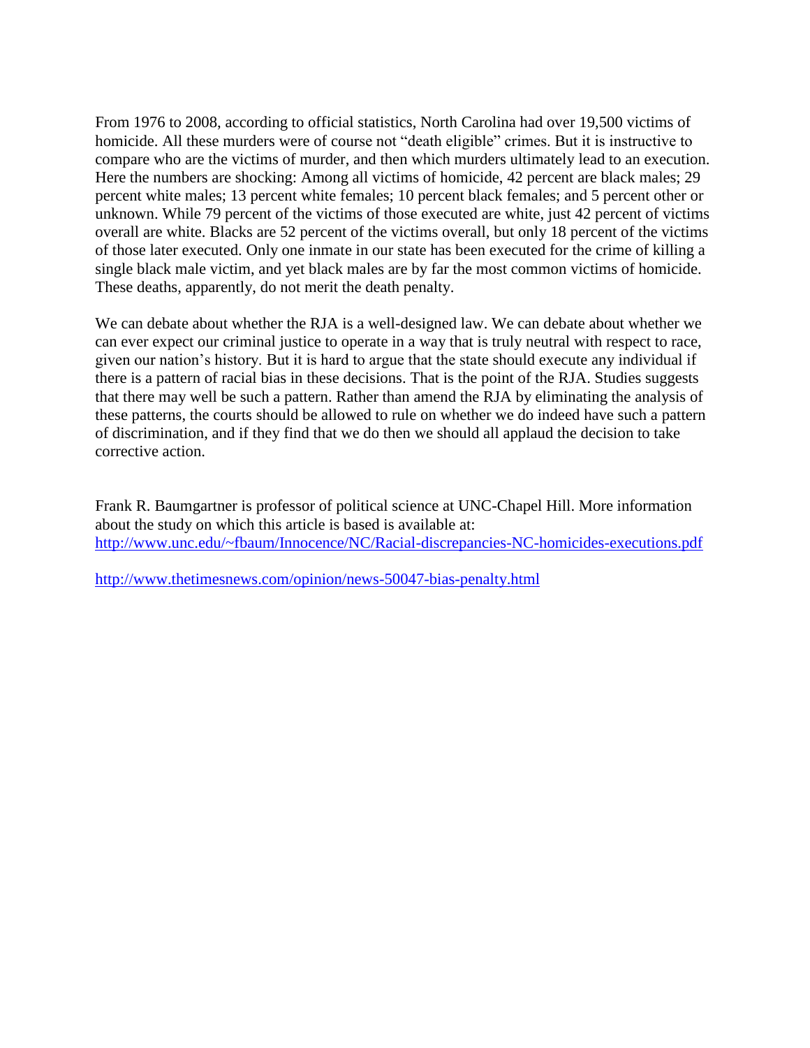From 1976 to 2008, according to official statistics, North Carolina had over 19,500 victims of homicide. All these murders were of course not "death eligible" crimes. But it is instructive to compare who are the victims of murder, and then which murders ultimately lead to an execution. Here the numbers are shocking: Among all victims of homicide, 42 percent are black males; 29 percent white males; 13 percent white females; 10 percent black females; and 5 percent other or unknown. While 79 percent of the victims of those executed are white, just 42 percent of victims overall are white. Blacks are 52 percent of the victims overall, but only 18 percent of the victims of those later executed. Only one inmate in our state has been executed for the crime of killing a single black male victim, and yet black males are by far the most common victims of homicide. These deaths, apparently, do not merit the death penalty.

We can debate about whether the RJA is a well-designed law. We can debate about whether we can ever expect our criminal justice to operate in a way that is truly neutral with respect to race, given our nation's history. But it is hard to argue that the state should execute any individual if there is a pattern of racial bias in these decisions. That is the point of the RJA. Studies suggests that there may well be such a pattern. Rather than amend the RJA by eliminating the analysis of these patterns, the courts should be allowed to rule on whether we do indeed have such a pattern of discrimination, and if they find that we do then we should all applaud the decision to take corrective action.

Frank R. Baumgartner is professor of political science at UNC-Chapel Hill. More information about the study on which this article is based is available at: http://www.unc.edu/~fbaum/Innocence/NC/Racial-discrepancies-NC-homicides-executions.pdf

http://www.thetimesnews.com/opinion/news-50047-bias-penalty.html